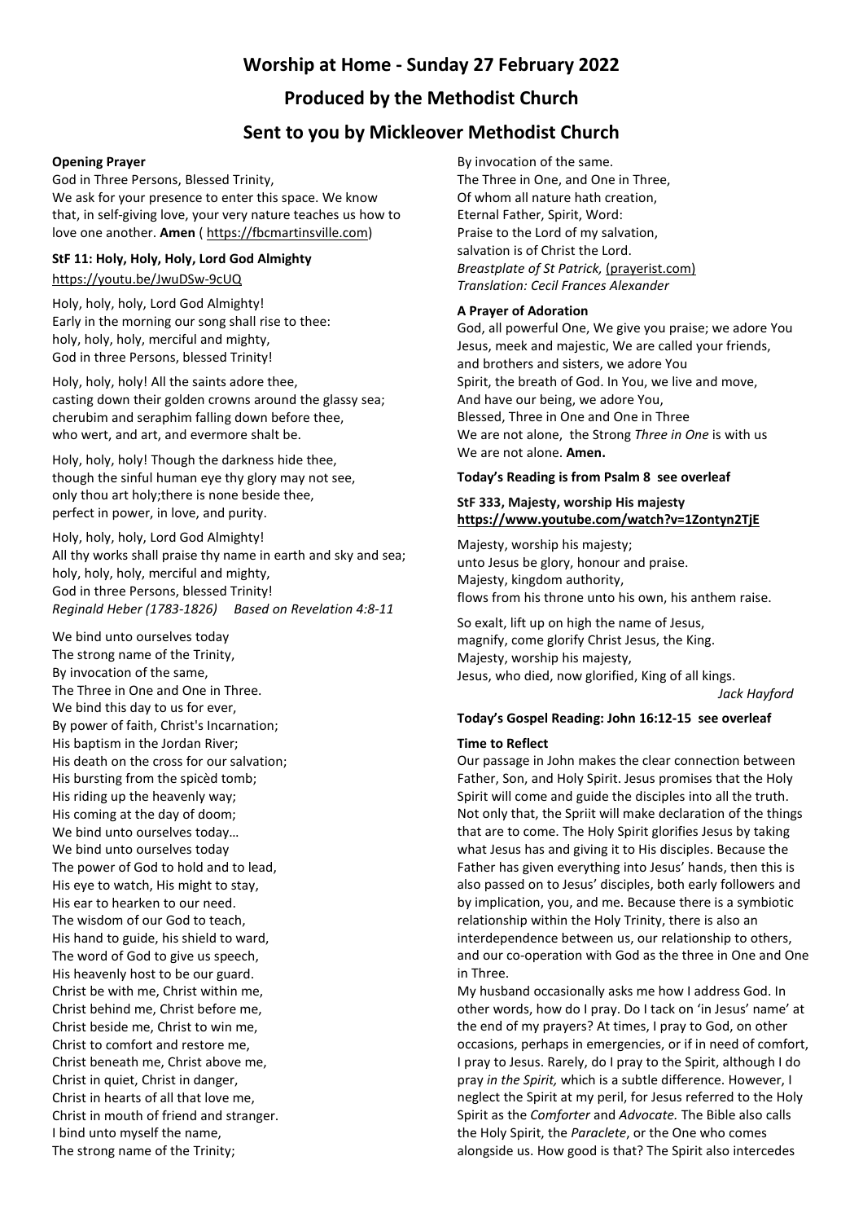# Worship at Home - Sunday 27 February 2022

## Produced by the Methodist Church

## Sent to you by Mickleover Methodist Church

**Opening Prayer**

God in Three Persons, Blessed Trinity,
We ask for your presence to enter this space. We know that, in self-giving love, your very nature teaches us how to love one another. **Amen** ( https://fbcmartinsville.com)

**StF 11: Holy, Holy, Holy, Lord God Almighty**
https://youtu.be/JwuDSw-9cUQ

Holy, holy, holy, Lord God Almighty!
Early in the morning our song shall rise to thee:
holy, holy, holy, merciful and mighty,
God in three Persons, blessed Trinity!

Holy, holy, holy! All the saints adore thee,
casting down their golden crowns around the glassy sea;
cherubim and seraphim falling down before thee,
who wert, and art, and evermore shalt be.

Holy, holy, holy! Though the darkness hide thee,
though the sinful human eye thy glory may not see,
only thou art holy;there is none beside thee,
perfect in power, in love, and purity.

Holy, holy, holy, Lord God Almighty!
All thy works shall praise thy name in earth and sky and sea;
holy, holy, holy, merciful and mighty,
God in three Persons, blessed Trinity!
*Reginald Heber (1783-1826) Based on Revelation 4:8-11*

We bind unto ourselves today
The strong name of the Trinity,
By invocation of the same,
The Three in One and One in Three.
We bind this day to us for ever,
By power of faith, Christ's Incarnation;
His baptism in the Jordan River;
His death on the cross for our salvation;
His bursting from the spicèd tomb;
His riding up the heavenly way;
His coming at the day of doom;
We bind unto ourselves today…
We bind unto ourselves today
The power of God to hold and to lead,
His eye to watch, His might to stay,
His ear to hearken to our need.
The wisdom of our God to teach,
His hand to guide, his shield to ward,
The word of God to give us speech,
His heavenly host to be our guard.
Christ be with me, Christ within me,
Christ behind me, Christ before me,
Christ beside me, Christ to win me,
Christ to comfort and restore me,
Christ beneath me, Christ above me,
Christ in quiet, Christ in danger,
Christ in hearts of all that love me,
Christ in mouth of friend and stranger.
I bind unto myself the name,
The strong name of the Trinity;
By invocation of the same.
The Three in One, and One in Three,
Of whom all nature hath creation,
Eternal Father, Spirit, Word:
Praise to the Lord of my salvation,
salvation is of Christ the Lord.
*Breastplate of St Patrick,* (prayerist.com)
*Translation: Cecil Frances Alexander*

**A Prayer of Adoration**

God, all powerful One, We give you praise; we adore You
Jesus, meek and majestic, We are called your friends,
and brothers and sisters, we adore You
Spirit, the breath of God. In You, we live and move,
And have our being, we adore You,
Blessed, Three in One and One in Three
We are not alone, the Strong *Three in One* is with us
We are not alone. **Amen.**

**Today's Reading is from Psalm 8 see overleaf**

**StF 333, Majesty, worship His majesty**
**https://www.youtube.com/watch?v=1Zontyn2TjE**

Majesty, worship his majesty;
unto Jesus be glory, honour and praise.
Majesty, kingdom authority,
flows from his throne unto his own, his anthem raise.

So exalt, lift up on high the name of Jesus,
magnify, come glorify Christ Jesus, the King.
Majesty, worship his majesty,
Jesus, who died, now glorified, King of all kings.
*Jack Hayford*

**Today's Gospel Reading: John 16:12-15 see overleaf**

**Time to Reflect**

Our passage in John makes the clear connection between Father, Son, and Holy Spirit. Jesus promises that the Holy Spirit will come and guide the disciples into all the truth. Not only that, the Spriit will make declaration of the things that are to come. The Holy Spirit glorifies Jesus by taking what Jesus has and giving it to His disciples. Because the Father has given everything into Jesus' hands, then this is also passed on to Jesus' disciples, both early followers and by implication, you, and me. Because there is a symbiotic relationship within the Holy Trinity, there is also an interdependence between us, our relationship to others, and our co-operation with God as the three in One and One in Three.

My husband occasionally asks me how I address God. In other words, how do I pray. Do I tack on 'in Jesus' name' at the end of my prayers? At times, I pray to God, on other occasions, perhaps in emergencies, or if in need of comfort, I pray to Jesus. Rarely, do I pray to the Spirit, although I do pray *in the Spirit,* which is a subtle difference. However, I neglect the Spirit at my peril, for Jesus referred to the Holy Spirit as the *Comforter* and *Advocate.* The Bible also calls the Holy Spirit, the *Paraclete*, or the One who comes alongside us. How good is that? The Spirit also intercedes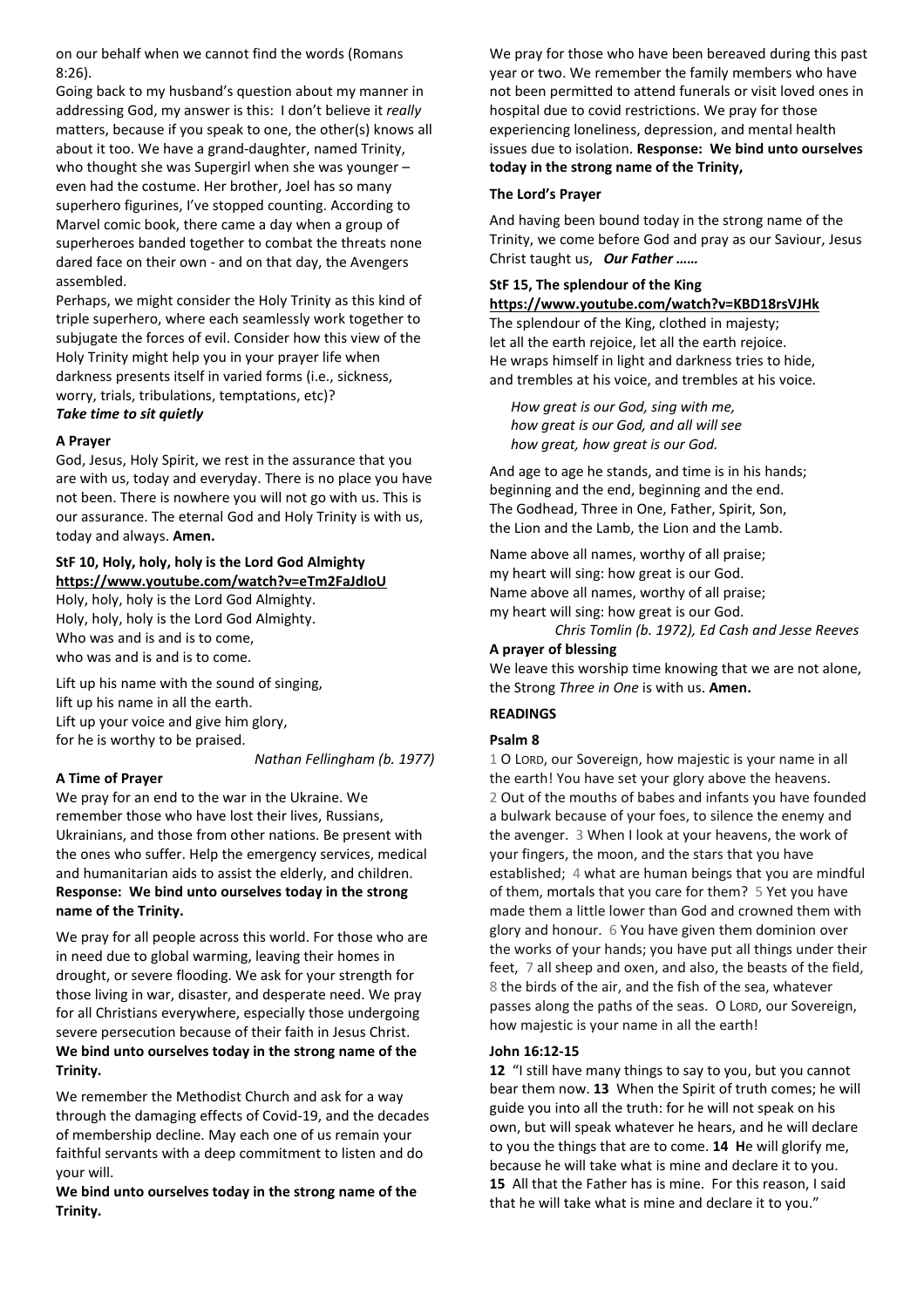on our behalf when we cannot find the words (Romans 8:26).

Going back to my husband's question about my manner in addressing God, my answer is this: I don't believe it *really* matters, because if you speak to one, the other(s) knows all about it too. We have a grand-daughter, named Trinity, who thought she was Supergirl when she was younger – even had the costume. Her brother, Joel has so many superhero figurines, I've stopped counting. According to Marvel comic book, there came a day when a group of superheroes banded together to combat the threats none dared face on their own - and on that day, the Avengers assembled.

Perhaps, we might consider the Holy Trinity as this kind of triple superhero, where each seamlessly work together to subjugate the forces of evil. Consider how this view of the Holy Trinity might help you in your prayer life when darkness presents itself in varied forms (i.e., sickness, worry, trials, tribulations, temptations, etc)?

***Take time to sit quietly***

**A Prayer**

God, Jesus, Holy Spirit, we rest in the assurance that you are with us, today and everyday. There is no place you have not been. There is nowhere you will not go with us. This is our assurance. The eternal God and Holy Trinity is with us, today and always. **Amen.**

**StF 10, Holy, holy, holy is the Lord God Almighty**
**https://www.youtube.com/watch?v=eTm2FaJdIoU**

Holy, holy, holy is the Lord God Almighty.
Holy, holy, holy is the Lord God Almighty.
Who was and is and is to come,
who was and is and is to come.

Lift up his name with the sound of singing,
lift up his name in all the earth.
Lift up your voice and give him glory,
for he is worthy to be praised.

*Nathan Fellingham (b. 1977)*

**A Time of Prayer**

We pray for an end to the war in the Ukraine. We remember those who have lost their lives, Russians, Ukrainians, and those from other nations. Be present with the ones who suffer. Help the emergency services, medical and humanitarian aids to assist the elderly, and children.
**Response: We bind unto ourselves today in the strong name of the Trinity.**

We pray for all people across this world. For those who are in need due to global warming, leaving their homes in drought, or severe flooding. We ask for your strength for those living in war, disaster, and desperate need. We pray for all Christians everywhere, especially those undergoing severe persecution because of their faith in Jesus Christ.
**We bind unto ourselves today in the strong name of the Trinity.**

We remember the Methodist Church and ask for a way through the damaging effects of Covid-19, and the decades of membership decline. May each one of us remain your faithful servants with a deep commitment to listen and do your will.
**We bind unto ourselves today in the strong name of the Trinity.**

We pray for those who have been bereaved during this past year or two. We remember the family members who have not been permitted to attend funerals or visit loved ones in hospital due to covid restrictions. We pray for those experiencing loneliness, depression, and mental health issues due to isolation. **Response: We bind unto ourselves today in the strong name of the Trinity,**

**The Lord's Prayer**

And having been bound today in the strong name of the Trinity, we come before God and pray as our Saviour, Jesus Christ taught us, ***Our Father ……***

**StF 15, The splendour of the King**
**https://www.youtube.com/watch?v=KBD18rsVJHk**

The splendour of the King, clothed in majesty;
let all the earth rejoice, let all the earth rejoice.
He wraps himself in light and darkness tries to hide,
and trembles at his voice, and trembles at his voice.

*How great is our God, sing with me,*
*how great is our God, and all will see*
*how great, how great is our God.*

And age to age he stands, and time is in his hands;
beginning and the end, beginning and the end.
The Godhead, Three in One, Father, Spirit, Son,
the Lion and the Lamb, the Lion and the Lamb.

Name above all names, worthy of all praise;
my heart will sing: how great is our God.
Name above all names, worthy of all praise;
my heart will sing: how great is our God.

*Chris Tomlin (b. 1972), Ed Cash and Jesse Reeves*

**A prayer of blessing**

We leave this worship time knowing that we are not alone, the Strong *Three in One* is with us. **Amen.**

**READINGS**

**Psalm 8**

1 O LORD, our Sovereign, how majestic is your name in all the earth! You have set your glory above the heavens. 2 Out of the mouths of babes and infants you have founded a bulwark because of your foes, to silence the enemy and the avenger. 3 When I look at your heavens, the work of your fingers, the moon, and the stars that you have established; 4 what are human beings that you are mindful of them, mortals that you care for them? 5 Yet you have made them a little lower than God and crowned them with glory and honour. 6 You have given them dominion over the works of your hands; you have put all things under their feet, 7 all sheep and oxen, and also, the beasts of the field, 8 the birds of the air, and the fish of the sea, whatever passes along the paths of the seas. O LORD, our Sovereign, how majestic is your name in all the earth!

**John 16:12-15**

**12** "I still have many things to say to you, but you cannot bear them now. **13** When the Spirit of truth comes; he will guide you into all the truth: for he will not speak on his own, but will speak whatever he hears, and he will declare to you the things that are to come. **14 H**e will glorify me, because he will take what is mine and declare it to you. **15** All that the Father has is mine. For this reason, I said that he will take what is mine and declare it to you."